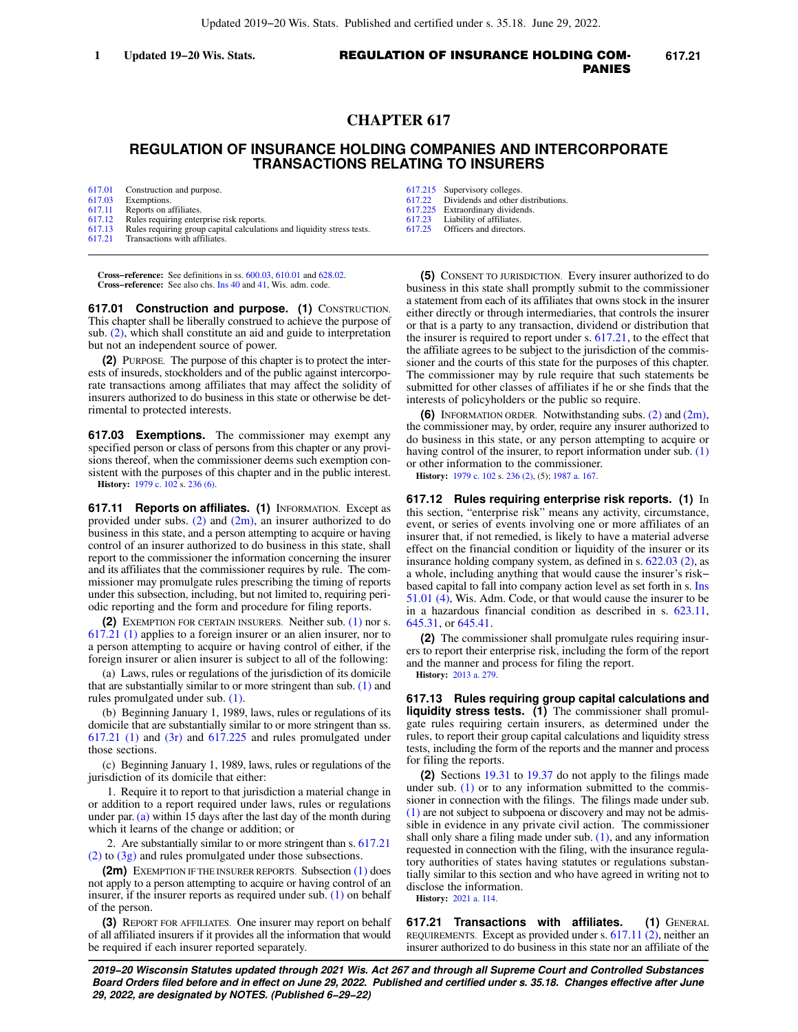# CHAPTER 617

## REGULATION OF INSURANCE HOLDING COMPANIES AND INTERCORPORATE TRANSACTIONS RELATING TO INSURERS

| | | | |
|---|---|---|---|
| 617.01 | Construction and purpose. | 617.215 | Supervisory colleges. |
| 617.03 | Exemptions. | 617.22 | Dividends and other distributions. |
| 617.11 | Reports on affiliates. | 617.225 | Extraordinary dividends. |
| 617.12 | Rules requiring enterprise risk reports. | 617.23 | Liability of affiliates. |
| 617.13 | Rules requiring group capital calculations and liquidity stress tests. | 617.25 | Officers and directors. |
| 617.21 | Transactions with affiliates. | | |

**Cross−reference:** See definitions in ss. 600.03, 610.01 and 628.02.
**Cross−reference:** See also chs. Ins 40 and 41, Wis. adm. code.

**617.01 Construction and purpose. (1)** CONSTRUCTION. This chapter shall be liberally construed to achieve the purpose of sub. (2), which shall constitute an aid and guide to interpretation but not an independent source of power.

**(2)** PURPOSE. The purpose of this chapter is to protect the interests of insureds, stockholders and of the public against intercorporate transactions among affiliates that may affect the solidity of insurers authorized to do business in this state or otherwise be detrimental to protected interests.

**617.03 Exemptions.** The commissioner may exempt any specified person or class of persons from this chapter or any provisions thereof, when the commissioner deems such exemption consistent with the purposes of this chapter and in the public interest.
**History:** 1979 c. 102 s. 236 (6).

**617.11 Reports on affiliates. (1)** INFORMATION. Except as provided under subs. (2) and (2m), an insurer authorized to do business in this state, and a person attempting to acquire or having control of an insurer authorized to do business in this state, shall report to the commissioner the information concerning the insurer and its affiliates that the commissioner requires by rule. The commissioner may promulgate rules prescribing the timing of reports under this subsection, including, but not limited to, requiring periodic reporting and the form and procedure for filing reports.

**(2)** EXEMPTION FOR CERTAIN INSURERS. Neither sub. (1) nor s. 617.21 (1) applies to a foreign insurer or an alien insurer, nor to a person attempting to acquire or having control of either, if the foreign insurer or alien insurer is subject to all of the following:

(a) Laws, rules or regulations of the jurisdiction of its domicile that are substantially similar to or more stringent than sub. (1) and rules promulgated under sub. (1).

(b) Beginning January 1, 1989, laws, rules or regulations of its domicile that are substantially similar to or more stringent than ss. 617.21 (1) and (3r) and 617.225 and rules promulgated under those sections.

(c) Beginning January 1, 1989, laws, rules or regulations of the jurisdiction of its domicile that either:

1. Require it to report to that jurisdiction a material change in or addition to a report required under laws, rules or regulations under par. (a) within 15 days after the last day of the month during which it learns of the change or addition; or

2. Are substantially similar to or more stringent than s. 617.21 (2) to (3g) and rules promulgated under those subsections.

**(2m)** EXEMPTION IF THE INSURER REPORTS. Subsection (1) does not apply to a person attempting to acquire or having control of an insurer, if the insurer reports as required under sub. (1) on behalf of the person.

**(3)** REPORT FOR AFFILIATES. One insurer may report on behalf of all affiliated insurers if it provides all the information that would be required if each insurer reported separately.

**(5)** CONSENT TO JURISDICTION. Every insurer authorized to do business in this state shall promptly submit to the commissioner a statement from each of its affiliates that owns stock in the insurer either directly or through intermediaries, that controls the insurer or that is a party to any transaction, dividend or distribution that the insurer is required to report under s. 617.21, to the effect that the affiliate agrees to be subject to the jurisdiction of the commissioner and the courts of this state for the purposes of this chapter. The commissioner may by rule require that such statements be submitted for other classes of affiliates if he or she finds that the interests of policyholders or the public so require.

**(6)** INFORMATION ORDER. Notwithstanding subs. (2) and (2m), the commissioner may, by order, require any insurer authorized to do business in this state, or any person attempting to acquire or having control of the insurer, to report information under sub. (1) or other information to the commissioner.
**History:** 1979 c. 102 s. 236 (2), (5); 1987 a. 167.

**617.12 Rules requiring enterprise risk reports. (1)** In this section, "enterprise risk" means any activity, circumstance, event, or series of events involving one or more affiliates of an insurer that, if not remedied, is likely to have a material adverse effect on the financial condition or liquidity of the insurer or its insurance holding company system, as defined in s. 622.03 (2), as a whole, including anything that would cause the insurer's risk−based capital to fall into company action level as set forth in s. Ins 51.01 (4), Wis. Adm. Code, or that would cause the insurer to be in a hazardous financial condition as described in s. 623.11, 645.31, or 645.41.

**(2)** The commissioner shall promulgate rules requiring insurers to report their enterprise risk, including the form of the report and the manner and process for filing the report.
**History:** 2013 a. 279.

**617.13 Rules requiring group capital calculations and liquidity stress tests. (1)** The commissioner shall promulgate rules requiring certain insurers, as determined under the rules, to report their group capital calculations and liquidity stress tests, including the form of the reports and the manner and process for filing the reports.

**(2)** Sections 19.31 to 19.37 do not apply to the filings made under sub. (1) or to any information submitted to the commissioner in connection with the filings. The filings made under sub. (1) are not subject to subpoena or discovery and may not be admissible in evidence in any private civil action. The commissioner shall only share a filing made under sub. (1), and any information requested in connection with the filing, with the insurance regulatory authorities of states having statutes or regulations substantially similar to this section and who have agreed in writing not to disclose the information.
**History:** 2021 a. 114.

**617.21 Transactions with affiliates. (1)** GENERAL REQUIREMENTS. Except as provided under s. 617.11 (2), neither an insurer authorized to do business in this state nor an affiliate of the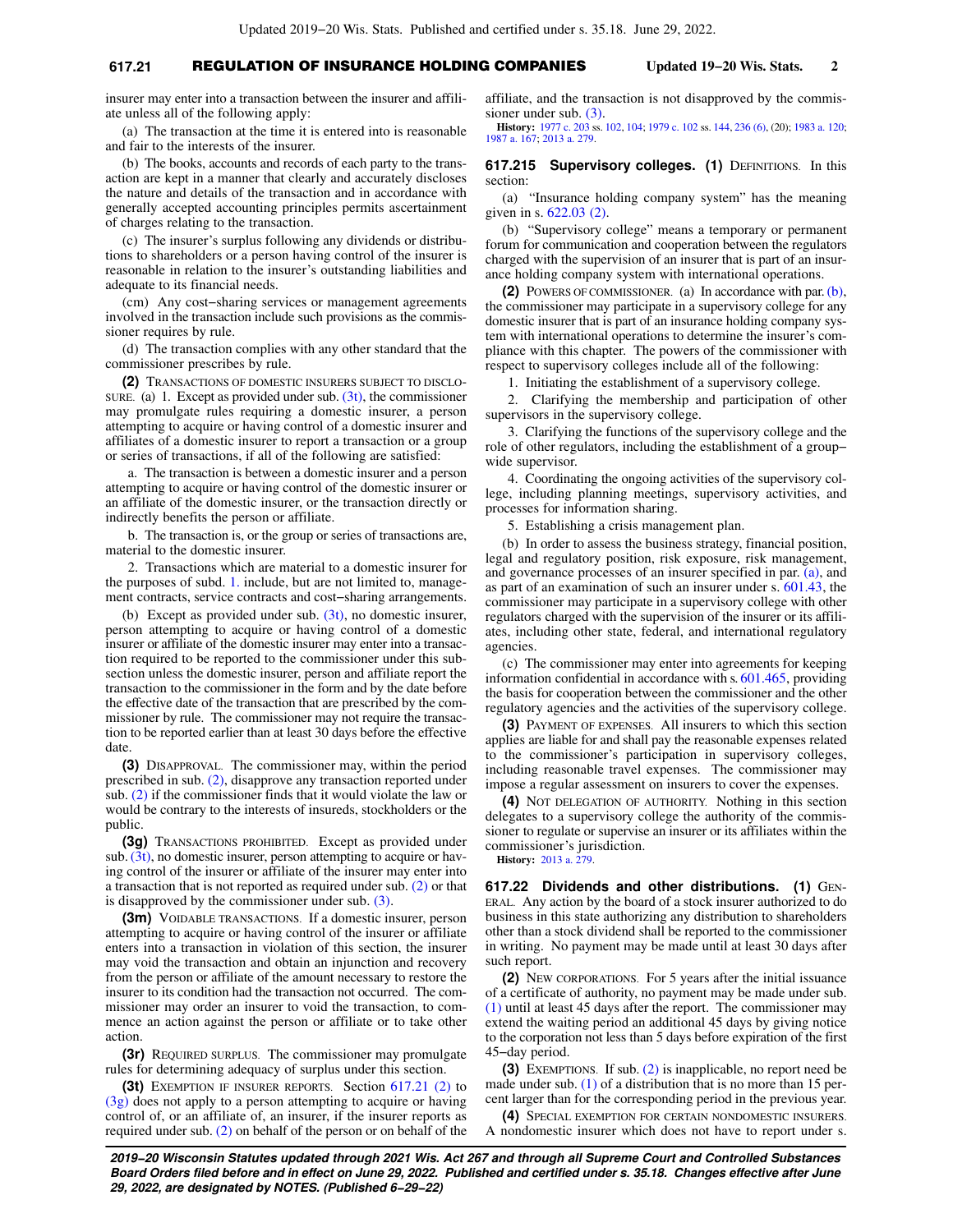insurer may enter into a transaction between the insurer and affiliate unless all of the following apply:

(a) The transaction at the time it is entered into is reasonable and fair to the interests of the insurer.

(b) The books, accounts and records of each party to the transaction are kept in a manner that clearly and accurately discloses the nature and details of the transaction and in accordance with generally accepted accounting principles permits ascertainment of charges relating to the transaction.

(c) The insurer's surplus following any dividends or distributions to shareholders or a person having control of the insurer is reasonable in relation to the insurer's outstanding liabilities and adequate to its financial needs.

(cm) Any cost−sharing services or management agreements involved in the transaction include such provisions as the commissioner requires by rule.

(d) The transaction complies with any other standard that the commissioner prescribes by rule.

**(2)** TRANSACTIONS OF DOMESTIC INSURERS SUBJECT TO DISCLOSURE. (a) 1. Except as provided under sub. (3t), the commissioner may promulgate rules requiring a domestic insurer, a person attempting to acquire or having control of a domestic insurer and affiliates of a domestic insurer to report a transaction or a group or series of transactions, if all of the following are satisfied:

a. The transaction is between a domestic insurer and a person attempting to acquire or having control of the domestic insurer or an affiliate of the domestic insurer, or the transaction directly or indirectly benefits the person or affiliate.

b. The transaction is, or the group or series of transactions are, material to the domestic insurer.

2. Transactions which are material to a domestic insurer for the purposes of subd. 1. include, but are not limited to, management contracts, service contracts and cost−sharing arrangements.

(b) Except as provided under sub. (3t), no domestic insurer, person attempting to acquire or having control of a domestic insurer or affiliate of the domestic insurer may enter into a transaction required to be reported to the commissioner under this subsection unless the domestic insurer, person and affiliate report the transaction to the commissioner in the form and by the date before the effective date of the transaction that are prescribed by the commissioner by rule. The commissioner may not require the transaction to be reported earlier than at least 30 days before the effective date.

**(3)** DISAPPROVAL. The commissioner may, within the period prescribed in sub. (2), disapprove any transaction reported under sub. (2) if the commissioner finds that it would violate the law or would be contrary to the interests of insureds, stockholders or the public.

**(3g)** TRANSACTIONS PROHIBITED. Except as provided under sub. (3t), no domestic insurer, person attempting to acquire or having control of the insurer or affiliate of the insurer may enter into a transaction that is not reported as required under sub. (2) or that is disapproved by the commissioner under sub. (3).

**(3m)** VOIDABLE TRANSACTIONS. If a domestic insurer, person attempting to acquire or having control of the insurer or affiliate enters into a transaction in violation of this section, the insurer may void the transaction and obtain an injunction and recovery from the person or affiliate of the amount necessary to restore the insurer to its condition had the transaction not occurred. The commissioner may order an insurer to void the transaction, to commence an action against the person or affiliate or to take other action.

**(3r)** REQUIRED SURPLUS. The commissioner may promulgate rules for determining adequacy of surplus under this section.

**(3t)** EXEMPTION IF INSURER REPORTS. Section 617.21 (2) to (3g) does not apply to a person attempting to acquire or having control of, or an affiliate of, an insurer, if the insurer reports as required under sub. (2) on behalf of the person or on behalf of the affiliate, and the transaction is not disapproved by the commissioner under sub. (3).

**History:** 1977 c. 203 ss. 102, 104; 1979 c. 102 ss. 144, 236 (6), (20); 1983 a. 120; 1987 a. 167; 2013 a. 279.

## 617.215 Supervisory colleges.

**(1)** DEFINITIONS. In this section:

(a) "Insurance holding company system" has the meaning given in s. 622.03 (2).

(b) "Supervisory college" means a temporary or permanent forum for communication and cooperation between the regulators charged with the supervision of an insurer that is part of an insurance holding company system with international operations.

**(2)** POWERS OF COMMISSIONER. (a) In accordance with par. (b), the commissioner may participate in a supervisory college for any domestic insurer that is part of an insurance holding company system with international operations to determine the insurer's compliance with this chapter. The powers of the commissioner with respect to supervisory colleges include all of the following:

1. Initiating the establishment of a supervisory college.

2. Clarifying the membership and participation of other supervisors in the supervisory college.

3. Clarifying the functions of the supervisory college and the role of other regulators, including the establishment of a group−wide supervisor.

4. Coordinating the ongoing activities of the supervisory college, including planning meetings, supervisory activities, and processes for information sharing.

5. Establishing a crisis management plan.

(b) In order to assess the business strategy, financial position, legal and regulatory position, risk exposure, risk management, and governance processes of an insurer specified in par. (a), and as part of an examination of such an insurer under s. 601.43, the commissioner may participate in a supervisory college with other regulators charged with the supervision of the insurer or its affiliates, including other state, federal, and international regulatory agencies.

(c) The commissioner may enter into agreements for keeping information confidential in accordance with s. 601.465, providing the basis for cooperation between the commissioner and the other regulatory agencies and the activities of the supervisory college.

**(3)** PAYMENT OF EXPENSES. All insurers to which this section applies are liable for and shall pay the reasonable expenses related to the commissioner's participation in supervisory colleges, including reasonable travel expenses. The commissioner may impose a regular assessment on insurers to cover the expenses.

**(4)** NOT DELEGATION OF AUTHORITY. Nothing in this section delegates to a supervisory college the authority of the commissioner to regulate or supervise an insurer or its affiliates within the commissioner's jurisdiction.

**History:** 2013 a. 279.

## 617.22 Dividends and other distributions.

**(1)** GENERAL. Any action by the board of a stock insurer authorized to do business in this state authorizing any distribution to shareholders other than a stock dividend shall be reported to the commissioner in writing. No payment may be made until at least 30 days after such report.

**(2)** NEW CORPORATIONS. For 5 years after the initial issuance of a certificate of authority, no payment may be made under sub. (1) until at least 45 days after the report. The commissioner may extend the waiting period an additional 45 days by giving notice to the corporation not less than 5 days before expiration of the first 45−day period.

**(3)** EXEMPTIONS. If sub. (2) is inapplicable, no report need be made under sub. (1) of a distribution that is no more than 15 percent larger than for the corresponding period in the previous year.

**(4)** SPECIAL EXEMPTION FOR CERTAIN NONDOMESTIC INSURERS. A nondomestic insurer which does not have to report under s.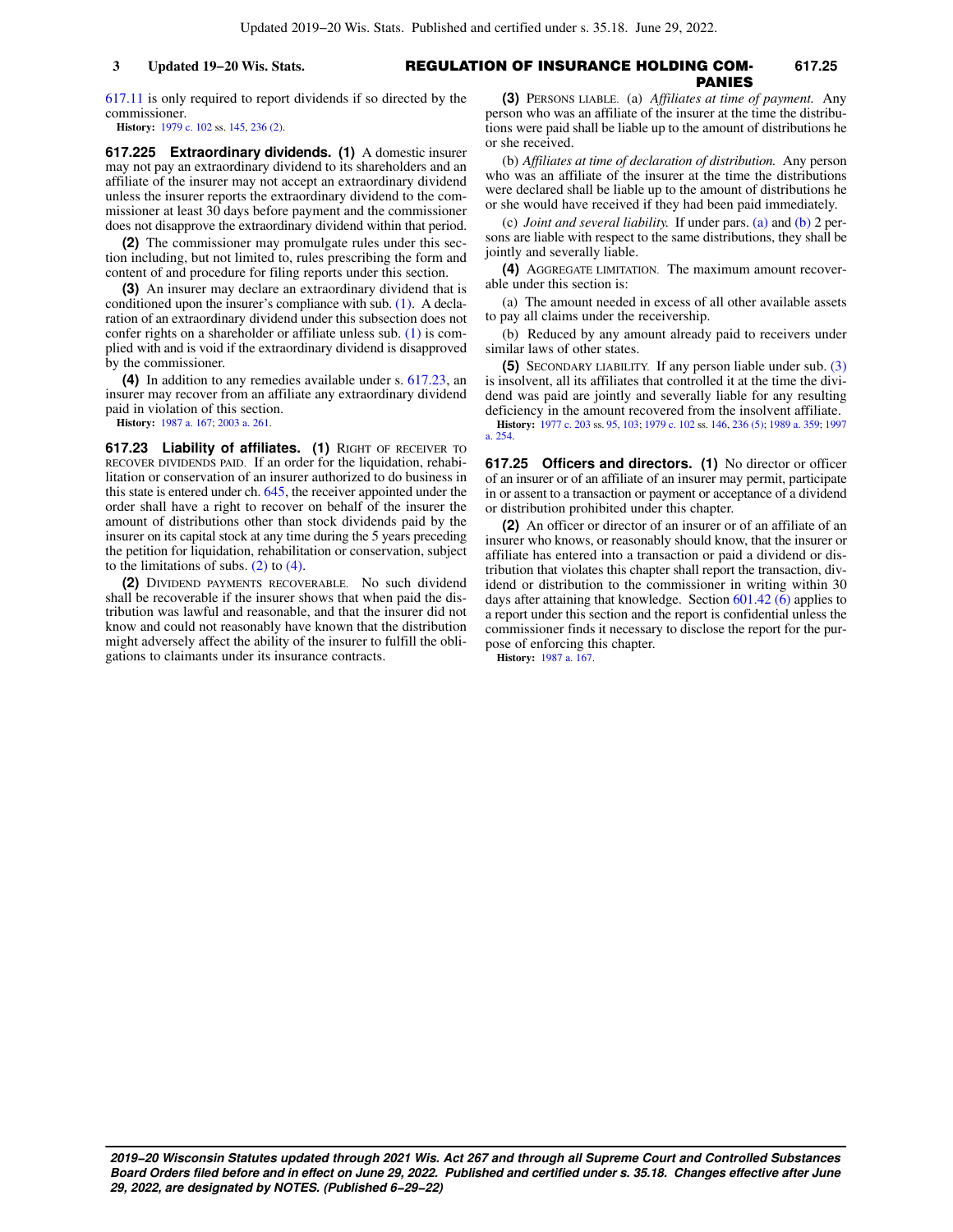617.11 is only required to report dividends if so directed by the commissioner.

**History:** 1979 c. 102 ss. 145, 236 (2).

**617.225 Extraordinary dividends.** **(1)** A domestic insurer may not pay an extraordinary dividend to its shareholders and an affiliate of the insurer may not accept an extraordinary dividend unless the insurer reports the extraordinary dividend to the commissioner at least 30 days before payment and the commissioner does not disapprove the extraordinary dividend within that period.

**(2)** The commissioner may promulgate rules under this section including, but not limited to, rules prescribing the form and content of and procedure for filing reports under this section.

**(3)** An insurer may declare an extraordinary dividend that is conditioned upon the insurer's compliance with sub. (1). A declaration of an extraordinary dividend under this subsection does not confer rights on a shareholder or affiliate unless sub. (1) is complied with and is void if the extraordinary dividend is disapproved by the commissioner.

**(4)** In addition to any remedies available under s. 617.23, an insurer may recover from an affiliate any extraordinary dividend paid in violation of this section.

**History:** 1987 a. 167; 2003 a. 261.

**617.23 Liability of affiliates.** **(1)** RIGHT OF RECEIVER TO RECOVER DIVIDENDS PAID. If an order for the liquidation, rehabilitation or conservation of an insurer authorized to do business in this state is entered under ch. 645, the receiver appointed under the order shall have a right to recover on behalf of the insurer the amount of distributions other than stock dividends paid by the insurer on its capital stock at any time during the 5 years preceding the petition for liquidation, rehabilitation or conservation, subject to the limitations of subs. (2) to (4).

**(2)** DIVIDEND PAYMENTS RECOVERABLE. No such dividend shall be recoverable if the insurer shows that when paid the distribution was lawful and reasonable, and that the insurer did not know and could not reasonably have known that the distribution might adversely affect the ability of the insurer to fulfill the obligations to claimants under its insurance contracts.

**(3)** PERSONS LIABLE. (a) *Affiliates at time of payment.* Any person who was an affiliate of the insurer at the time the distributions were paid shall be liable up to the amount of distributions he or she received.

(b) *Affiliates at time of declaration of distribution.* Any person who was an affiliate of the insurer at the time the distributions were declared shall be liable up to the amount of distributions he or she would have received if they had been paid immediately.

(c) *Joint and several liability.* If under pars. (a) and (b) 2 persons are liable with respect to the same distributions, they shall be jointly and severally liable.

**(4)** AGGREGATE LIMITATION. The maximum amount recoverable under this section is:

(a) The amount needed in excess of all other available assets to pay all claims under the receivership.

(b) Reduced by any amount already paid to receivers under similar laws of other states.

**(5)** SECONDARY LIABILITY. If any person liable under sub. (3) is insolvent, all its affiliates that controlled it at the time the dividend was paid are jointly and severally liable for any resulting deficiency in the amount recovered from the insolvent affiliate.

**History:** 1977 c. 203 ss. 95, 103; 1979 c. 102 ss. 146, 236 (5); 1989 a. 359; 1997 a. 254.

**617.25 Officers and directors.** **(1)** No director or officer of an insurer or of an affiliate of an insurer may permit, participate in or assent to a transaction or payment or acceptance of a dividend or distribution prohibited under this chapter.

**(2)** An officer or director of an insurer or of an affiliate of an insurer who knows, or reasonably should know, that the insurer or affiliate has entered into a transaction or paid a dividend or distribution that violates this chapter shall report the transaction, dividend or distribution to the commissioner in writing within 30 days after attaining that knowledge. Section 601.42 (6) applies to a report under this section and the report is confidential unless the commissioner finds it necessary to disclose the report for the purpose of enforcing this chapter.

**History:** 1987 a. 167.